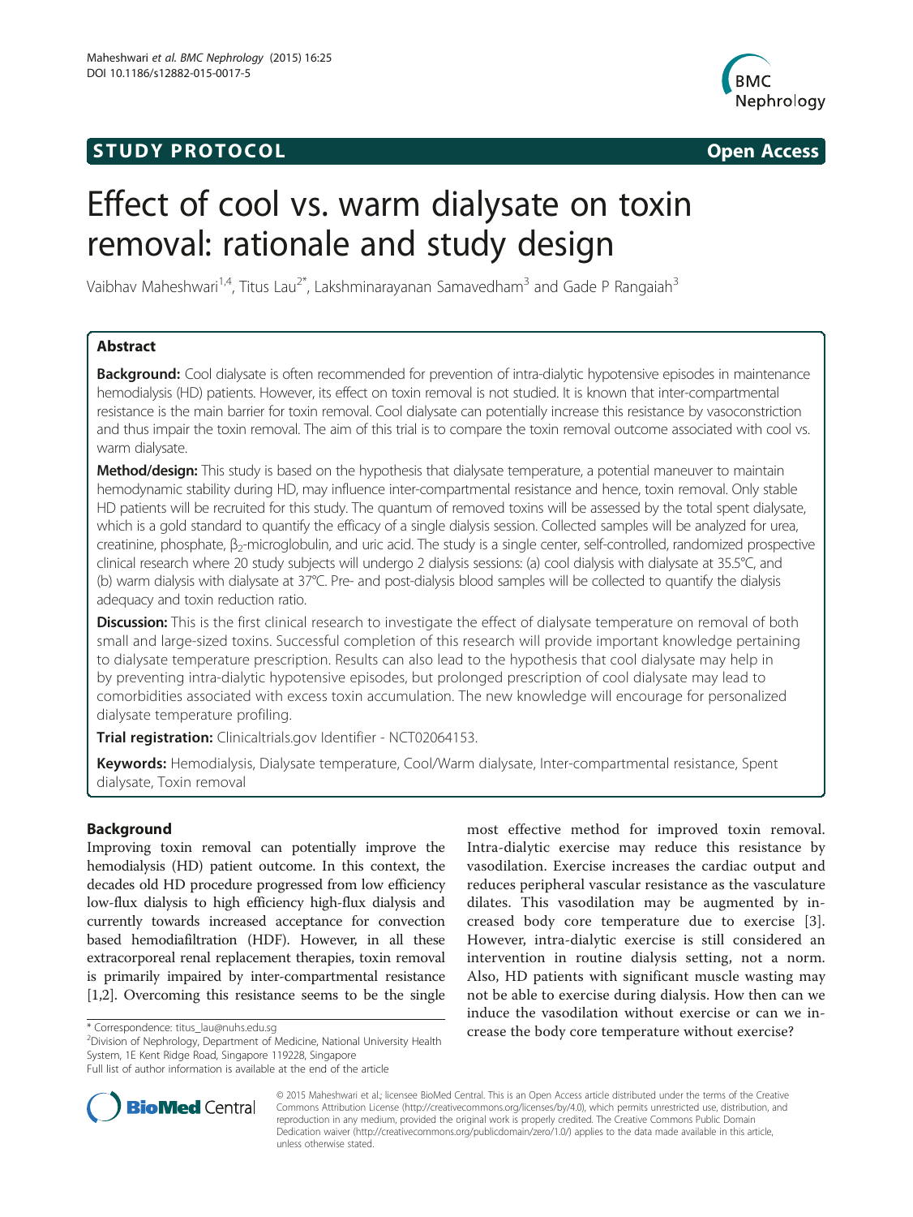STUDY PROTOCOL

Open Access

# Effect of cool vs. warm dialysate on toxin removal: rationale and study design

Vaibhav Maheshwari[1,4], Titus Lau[2*], Lakshminarayanan Samavedham[3] and Gade P Rangaiah[3]

## Abstract

**Background:** Cool dialysate is often recommended for prevention of intra-dialytic hypotensive episodes in maintenance hemodialysis (HD) patients. However, its effect on toxin removal is not studied. It is known that inter-compartmental resistance is the main barrier for toxin removal. Cool dialysate can potentially increase this resistance by vasoconstriction and thus impair the toxin removal. The aim of this trial is to compare the toxin removal outcome associated with cool vs. warm dialysate.

**Method/design:** This study is based on the hypothesis that dialysate temperature, a potential maneuver to maintain hemodynamic stability during HD, may influence inter-compartmental resistance and hence, toxin removal. Only stable HD patients will be recruited for this study. The quantum of removed toxins will be assessed by the total spent dialysate, which is a gold standard to quantify the efficacy of a single dialysis session. Collected samples will be analyzed for urea, creatinine, phosphate, $\beta_2$-microglobulin, and uric acid. The study is a single center, self-controlled, randomized prospective clinical research where 20 study subjects will undergo 2 dialysis sessions: (a) cool dialysis with dialysate at 35.5°C, and (b) warm dialysis with dialysate at 37°C. Pre- and post-dialysis blood samples will be collected to quantify the dialysis adequacy and toxin reduction ratio.

**Discussion:** This is the first clinical research to investigate the effect of dialysate temperature on removal of both small and large-sized toxins. Successful completion of this research will provide important knowledge pertaining to dialysate temperature prescription. Results can also lead to the hypothesis that cool dialysate may help in by preventing intra-dialytic hypotensive episodes, but prolonged prescription of cool dialysate may lead to comorbidities associated with excess toxin accumulation. The new knowledge will encourage for personalized dialysate temperature profiling.

**Trial registration:** Clinicaltrials.gov Identifier - NCT02064153.

**Keywords:** Hemodialysis, Dialysate temperature, Cool/Warm dialysate, Inter-compartmental resistance, Spent dialysate, Toxin removal

## Background

Improving toxin removal can potentially improve the hemodialysis (HD) patient outcome. In this context, the decades old HD procedure progressed from low efficiency low-flux dialysis to high efficiency high-flux dialysis and currently towards increased acceptance for convection based hemodiafiltration (HDF). However, in all these extracorporeal renal replacement therapies, toxin removal is primarily impaired by inter-compartmental resistance [1,2]. Overcoming this resistance seems to be the single most effective method for improved toxin removal. Intra-dialytic exercise may reduce this resistance by vasodilation. Exercise increases the cardiac output and reduces peripheral vascular resistance as the vasculature dilates. This vasodilation may be augmented by increased body core temperature due to exercise [3]. However, intra-dialytic exercise is still considered an intervention in routine dialysis setting, not a norm. Also, HD patients with significant muscle wasting may not be able to exercise during dialysis. How then can we induce the vasodilation without exercise or can we increase the body core temperature without exercise?

* Correspondence: titus_lau@nuhs.edu.sg
[2]Division of Nephrology, Department of Medicine, National University Health System, 1E Kent Ridge Road, Singapore 119228, Singapore
Full list of author information is available at the end of the article

© 2015 Maheshwari et al.; licensee BioMed Central. This is an Open Access article distributed under the terms of the Creative Commons Attribution License (http://creativecommons.org/licenses/by/4.0), which permits unrestricted use, distribution, and reproduction in any medium, provided the original work is properly credited. The Creative Commons Public Domain Dedication waiver (http://creativecommons.org/publicdomain/zero/1.0/) applies to the data made available in this article, unless otherwise stated.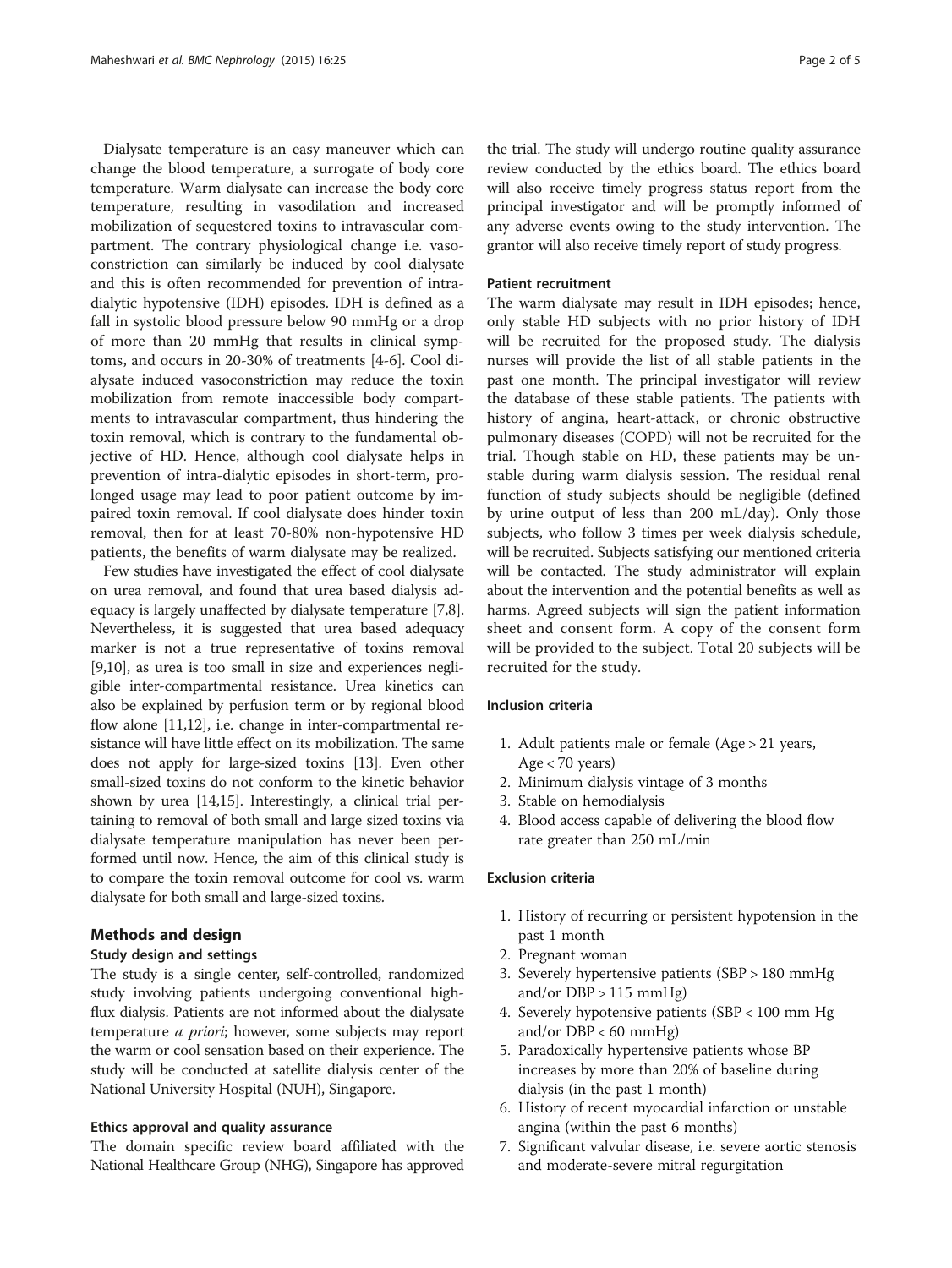Dialysate temperature is an easy maneuver which can change the blood temperature, a surrogate of body core temperature. Warm dialysate can increase the body core temperature, resulting in vasodilation and increased mobilization of sequestered toxins to intravascular compartment. The contrary physiological change i.e. vasoconstriction can similarly be induced by cool dialysate and this is often recommended for prevention of intradialytic hypotensive (IDH) episodes. IDH is defined as a fall in systolic blood pressure below 90 mmHg or a drop of more than 20 mmHg that results in clinical symptoms, and occurs in 20-30% of treatments [4-6]. Cool dialysate induced vasoconstriction may reduce the toxin mobilization from remote inaccessible body compartments to intravascular compartment, thus hindering the toxin removal, which is contrary to the fundamental objective of HD. Hence, although cool dialysate helps in prevention of intra-dialytic episodes in short-term, prolonged usage may lead to poor patient outcome by impaired toxin removal. If cool dialysate does hinder toxin removal, then for at least 70-80% non-hypotensive HD patients, the benefits of warm dialysate may be realized.

Few studies have investigated the effect of cool dialysate on urea removal, and found that urea based dialysis adequacy is largely unaffected by dialysate temperature [7,8]. Nevertheless, it is suggested that urea based adequacy marker is not a true representative of toxins removal [9,10], as urea is too small in size and experiences negligible inter-compartmental resistance. Urea kinetics can also be explained by perfusion term or by regional blood flow alone [11,12], i.e. change in inter-compartmental resistance will have little effect on its mobilization. The same does not apply for large-sized toxins [13]. Even other small-sized toxins do not conform to the kinetic behavior shown by urea [14,15]. Interestingly, a clinical trial pertaining to removal of both small and large sized toxins via dialysate temperature manipulation has never been performed until now. Hence, the aim of this clinical study is to compare the toxin removal outcome for cool vs. warm dialysate for both small and large-sized toxins.

## Methods and design

### Study design and settings

The study is a single center, self-controlled, randomized study involving patients undergoing conventional high-flux dialysis. Patients are not informed about the dialysate temperature *a priori*; however, some subjects may report the warm or cool sensation based on their experience. The study will be conducted at satellite dialysis center of the National University Hospital (NUH), Singapore.

### Ethics approval and quality assurance

The domain specific review board affiliated with the National Healthcare Group (NHG), Singapore has approved the trial. The study will undergo routine quality assurance review conducted by the ethics board. The ethics board will also receive timely progress status report from the principal investigator and will be promptly informed of any adverse events owing to the study intervention. The grantor will also receive timely report of study progress.

### Patient recruitment

The warm dialysate may result in IDH episodes; hence, only stable HD subjects with no prior history of IDH will be recruited for the proposed study. The dialysis nurses will provide the list of all stable patients in the past one month. The principal investigator will review the database of these stable patients. The patients with history of angina, heart-attack, or chronic obstructive pulmonary diseases (COPD) will not be recruited for the trial. Though stable on HD, these patients may be unstable during warm dialysis session. The residual renal function of study subjects should be negligible (defined by urine output of less than 200 mL/day). Only those subjects, who follow 3 times per week dialysis schedule, will be recruited. Subjects satisfying our mentioned criteria will be contacted. The study administrator will explain about the intervention and the potential benefits as well as harms. Agreed subjects will sign the patient information sheet and consent form. A copy of the consent form will be provided to the subject. Total 20 subjects will be recruited for the study.

### Inclusion criteria

1. Adult patients male or female (Age > 21 years, Age < 70 years)
2. Minimum dialysis vintage of 3 months
3. Stable on hemodialysis
4. Blood access capable of delivering the blood flow rate greater than 250 mL/min

### Exclusion criteria

1. History of recurring or persistent hypotension in the past 1 month
2. Pregnant woman
3. Severely hypertensive patients (SBP > 180 mmHg and/or DBP > 115 mmHg)
4. Severely hypotensive patients (SBP < 100 mm Hg and/or DBP < 60 mmHg)
5. Paradoxically hypertensive patients whose BP increases by more than 20% of baseline during dialysis (in the past 1 month)
6. History of recent myocardial infarction or unstable angina (within the past 6 months)
7. Significant valvular disease, i.e. severe aortic stenosis and moderate-severe mitral regurgitation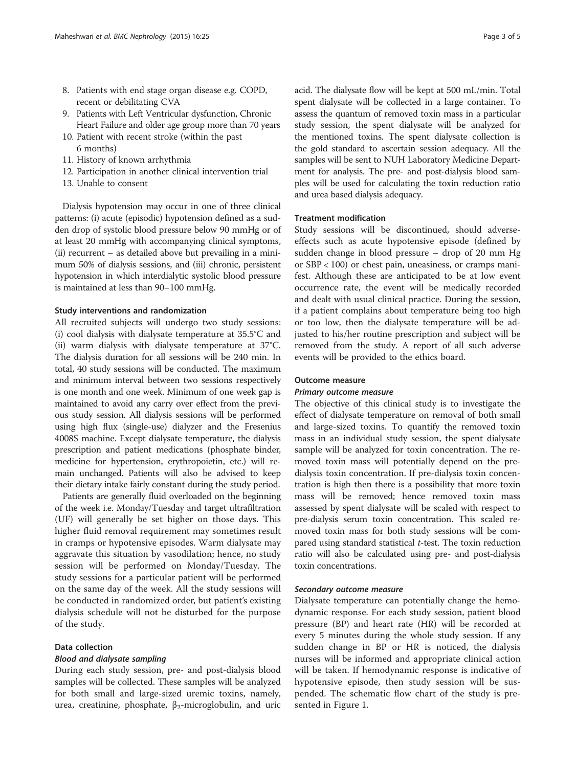8. Patients with end stage organ disease e.g. COPD, recent or debilitating CVA
9. Patients with Left Ventricular dysfunction, Chronic Heart Failure and older age group more than 70 years
10. Patient with recent stroke (within the past 6 months)
11. History of known arrhythmia
12. Participation in another clinical intervention trial
13. Unable to consent

Dialysis hypotension may occur in one of three clinical patterns: (i) acute (episodic) hypotension defined as a sudden drop of systolic blood pressure below 90 mmHg or of at least 20 mmHg with accompanying clinical symptoms, (ii) recurrent – as detailed above but prevailing in a minimum 50% of dialysis sessions, and (iii) chronic, persistent hypotension in which interdialytic systolic blood pressure is maintained at less than 90–100 mmHg.

### Study interventions and randomization

All recruited subjects will undergo two study sessions: (i) cool dialysis with dialysate temperature at 35.5°C and (ii) warm dialysis with dialysate temperature at 37°C. The dialysis duration for all sessions will be 240 min. In total, 40 study sessions will be conducted. The maximum and minimum interval between two sessions respectively is one month and one week. Minimum of one week gap is maintained to avoid any carry over effect from the previous study session. All dialysis sessions will be performed using high flux (single-use) dialyzer and the Fresenius 4008S machine. Except dialysate temperature, the dialysis prescription and patient medications (phosphate binder, medicine for hypertension, erythropoietin, etc.) will remain unchanged. Patients will also be advised to keep their dietary intake fairly constant during the study period.

Patients are generally fluid overloaded on the beginning of the week i.e. Monday/Tuesday and target ultrafiltration (UF) will generally be set higher on those days. This higher fluid removal requirement may sometimes result in cramps or hypotensive episodes. Warm dialysate may aggravate this situation by vasodilation; hence, no study session will be performed on Monday/Tuesday. The study sessions for a particular patient will be performed on the same day of the week. All the study sessions will be conducted in randomized order, but patient's existing dialysis schedule will not be disturbed for the purpose of the study.

### Data collection

#### *Blood and dialysate sampling*

During each study session, pre- and post-dialysis blood samples will be collected. These samples will be analyzed for both small and large-sized uremic toxins, namely, urea, creatinine, phosphate, $\beta_2$-microglobulin, and uric acid. The dialysate flow will be kept at 500 mL/min. Total spent dialysate will be collected in a large container. To assess the quantum of removed toxin mass in a particular study session, the spent dialysate will be analyzed for the mentioned toxins. The spent dialysate collection is the gold standard to ascertain session adequacy. All the samples will be sent to NUH Laboratory Medicine Department for analysis. The pre- and post-dialysis blood samples will be used for calculating the toxin reduction ratio and urea based dialysis adequacy.

### Treatment modification

Study sessions will be discontinued, should adverse-effects such as acute hypotensive episode (defined by sudden change in blood pressure – drop of 20 mm Hg or SBP < 100) or chest pain, uneasiness, or cramps manifest. Although these are anticipated to be at low event occurrence rate, the event will be medically recorded and dealt with usual clinical practice. During the session, if a patient complains about temperature being too high or too low, then the dialysate temperature will be adjusted to his/her routine prescription and subject will be removed from the study. A report of all such adverse events will be provided to the ethics board.

### Outcome measure

#### *Primary outcome measure*

The objective of this clinical study is to investigate the effect of dialysate temperature on removal of both small and large-sized toxins. To quantify the removed toxin mass in an individual study session, the spent dialysate sample will be analyzed for toxin concentration. The removed toxin mass will potentially depend on the pre-dialysis toxin concentration. If pre-dialysis toxin concentration is high then there is a possibility that more toxin mass will be removed; hence removed toxin mass assessed by spent dialysate will be scaled with respect to pre-dialysis serum toxin concentration. This scaled removed toxin mass for both study sessions will be compared using standard statistical *t*-test. The toxin reduction ratio will also be calculated using pre- and post-dialysis toxin concentrations.

#### *Secondary outcome measure*

Dialysate temperature can potentially change the hemodynamic response. For each study session, patient blood pressure (BP) and heart rate (HR) will be recorded at every 5 minutes during the whole study session. If any sudden change in BP or HR is noticed, the dialysis nurses will be informed and appropriate clinical action will be taken. If hemodynamic response is indicative of hypotensive episode, then study session will be suspended. The schematic flow chart of the study is presented in Figure 1.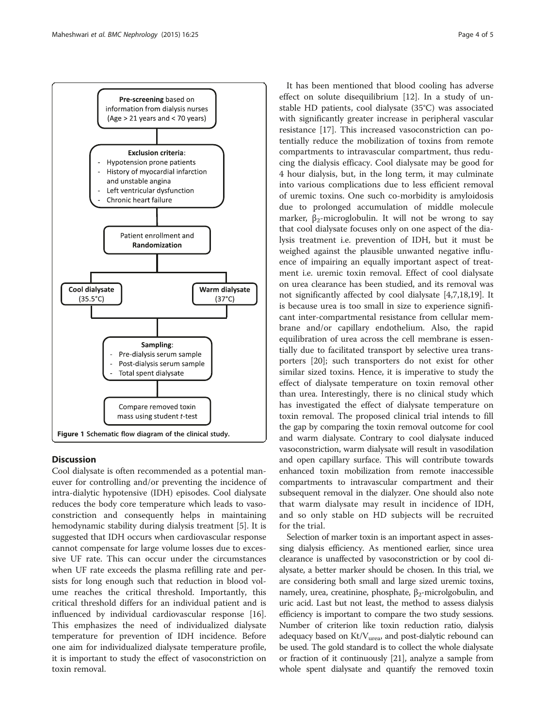**Pre-screening** based on information from dialysis nurses (Age > 21 years and < 70 years)

**Exclusion criteria**:
- Hypotension prone patients
- History of myocardial infarction and unstable angina
- Left ventricular dysfunction
- Chronic heart failure

Patient enrollment and **Randomization**

**Cool dialysate** (35.5°C) | **Warm dialysate** (37°C)

**Sampling**:
- Pre-dialysis serum sample
- Post-dialysis serum sample
- Total spent dialysate

Compare removed toxin mass using student *t*-test

**Figure 1 Schematic flow diagram of the clinical study.**

## Discussion

Cool dialysate is often recommended as a potential maneuver for controlling and/or preventing the incidence of intra-dialytic hypotensive (IDH) episodes. Cool dialysate reduces the body core temperature which leads to vasoconstriction and consequently helps in maintaining hemodynamic stability during dialysis treatment [5]. It is suggested that IDH occurs when cardiovascular response cannot compensate for large volume losses due to excessive UF rate. This can occur under the circumstances when UF rate exceeds the plasma refilling rate and persists for long enough such that reduction in blood volume reaches the critical threshold. Importantly, this critical threshold differs for an individual patient and is influenced by individual cardiovascular response [16]. This emphasizes the need of individualized dialysate temperature for prevention of IDH incidence. Before one aim for individualized dialysate temperature profile, it is important to study the effect of vasoconstriction on toxin removal.

It has been mentioned that blood cooling has adverse effect on solute disequilibrium [12]. In a study of unstable HD patients, cool dialysate (35°C) was associated with significantly greater increase in peripheral vascular resistance [17]. This increased vasoconstriction can potentially reduce the mobilization of toxins from remote compartments to intravascular compartment, thus reducing the dialysis efficacy. Cool dialysate may be good for 4 hour dialysis, but, in the long term, it may culminate into various complications due to less efficient removal of uremic toxins. One such co-morbidity is amyloidosis due to prolonged accumulation of middle molecule marker, $\beta_2$-microglobulin. It will not be wrong to say that cool dialysate focuses only on one aspect of the dialysis treatment i.e. prevention of IDH, but it must be weighed against the plausible unwanted negative influence of impairing an equally important aspect of treatment i.e. uremic toxin removal. Effect of cool dialysate on urea clearance has been studied, and its removal was not significantly affected by cool dialysate [4,7,18,19]. It is because urea is too small in size to experience significant inter-compartmental resistance from cellular membrane and/or capillary endothelium. Also, the rapid equilibration of urea across the cell membrane is essentially due to facilitated transport by selective urea transporters [20]; such transporters do not exist for other similar sized toxins. Hence, it is imperative to study the effect of dialysate temperature on toxin removal other than urea. Interestingly, there is no clinical study which has investigated the effect of dialysate temperature on toxin removal. The proposed clinical trial intends to fill the gap by comparing the toxin removal outcome for cool and warm dialysate. Contrary to cool dialysate induced vasoconstriction, warm dialysate will result in vasodilation and open capillary surface. This will contribute towards enhanced toxin mobilization from remote inaccessible compartments to intravascular compartment and their subsequent removal in the dialyzer. One should also note that warm dialysate may result in incidence of IDH, and so only stable on HD subjects will be recruited for the trial.

Selection of marker toxin is an important aspect in assessing dialysis efficiency. As mentioned earlier, since urea clearance is unaffected by vasoconstriction or by cool dialysate, a better marker should be chosen. In this trial, we are considering both small and large sized uremic toxins, namely, urea, creatinine, phosphate, $\beta_2$-microlgobulin, and uric acid. Last but not least, the method to assess dialysis efficiency is important to compare the two study sessions. Number of criterion like toxin reduction ratio, dialysis adequacy based on $Kt/V_{urea}$, and post-dialytic rebound can be used. The gold standard is to collect the whole dialysate or fraction of it continuously [21], analyze a sample from whole spent dialysate and quantify the removed toxin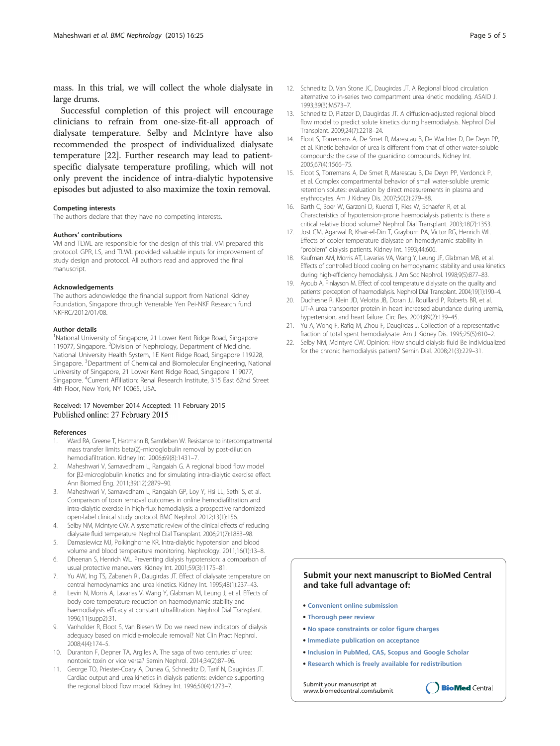mass. In this trial, we will collect the whole dialysate in large drums.

Successful completion of this project will encourage clinicians to refrain from one-size-fit-all approach of dialysate temperature. Selby and McIntyre have also recommended the prospect of individualized dialysate temperature [22]. Further research may lead to patient-specific dialysate temperature profiling, which will not only prevent the incidence of intra-dialytic hypotensive episodes but adjusted to also maximize the toxin removal.

#### Competing interests

The authors declare that they have no competing interests.

#### Authors' contributions

VM and TLWL are responsible for the design of this trial. VM prepared this protocol. GPR, LS, and TLWL provided valuable inputs for improvement of study design and protocol. All authors read and approved the final manuscript.

#### Acknowledgements

The authors acknowledge the financial support from National Kidney Foundation, Singapore through Venerable Yen Pei-NKF Research fund NKFRC/2012/01/08.

#### Author details

[1]National University of Singapore, 21 Lower Kent Ridge Road, Singapore 119077, Singapore. [2]Division of Nephrology, Department of Medicine, National University Health System, 1E Kent Ridge Road, Singapore 119228, Singapore. [3]Department of Chemical and Biomolecular Engineering, National University of Singapore, 21 Lower Kent Ridge Road, Singapore 119077, Singapore. [4]Current Affiliation: Renal Research Institute, 315 East 62nd Street 4th Floor, New York, NY 10065, USA.

Received: 17 November 2014 Accepted: 11 February 2015
Published online: 27 February 2015

#### References

1. Ward RA, Greene T, Hartmann B, Samtleben W. Resistance to intercompartmental mass transfer limits beta(2)-microglobulin removal by post-dilution hemodiafiltration. Kidney Int. 2006;69(8):1431–7.
2. Maheshwari V, Samavedham L, Rangaiah G. A regional blood flow model for β2-microglobulin kinetics and for simulating intra-dialytic exercise effect. Ann Biomed Eng. 2011;39(12):2879–90.
3. Maheshwari V, Samavedham L, Rangaiah GP, Loy Y, Hsi LL, Sethi S, et al. Comparison of toxin removal outcomes in online hemodiafiltration and intra-dialytic exercise in high-flux hemodialysis: a prospective randomized open-label clinical study protocol. BMC Nephrol. 2012;13(1):156.
4. Selby NM, McIntyre CW. A systematic review of the clinical effects of reducing dialysate fluid temperature. Nephrol Dial Transplant. 2006;21(7):1883–98.
5. Damasiewicz MJ, Polkinghorne KR. Intra-dialytic hypotension and blood volume and blood temperature monitoring. Nephrology. 2011;16(1):13–8.
6. Dheenan S, Henrich WL. Preventing dialysis hypotension: a comparison of usual protective maneuvers. Kidney Int. 2001;59(3):1175–81.
7. Yu AW, Ing TS, Zabaneh RI, Daugirdas JT. Effect of dialysate temperature on central hemodynamics and urea kinetics. Kidney Int. 1995;48(1):237–43.
8. Levin N, Morris A, Lavarias V, Wang Y, Glabman M, Leung J, et al. Effects of body core temperature reduction on haemodynamic stability and haemodialysis efficacy at constant ultrafiltration. Nephrol Dial Transplant. 1996;11(supp2):31.
9. Vanholder R, Eloot S, Van Biesen W. Do we need new indicators of dialysis adequacy based on middle-molecule removal? Nat Clin Pract Nephrol. 2008;4(4):174–5.
10. Duranton F, Depner TA, Argiles A. The saga of two centuries of urea: nontoxic toxin or vice versa? Semin Nephrol. 2014;34(2):87–96.
11. George TO, Priester-Coary A, Dunea G, Schneditz D, Tarif N, Daugirdas JT. Cardiac output and urea kinetics in dialysis patients: evidence supporting the regional blood flow model. Kidney Int. 1996;50(4):1273–7.
12. Schneditz D, Van Stone JC, Daugirdas JT. A Regional blood circulation alternative to in-series two compartment urea kinetic modeling. ASAIO J. 1993;39(3):M573–7.
13. Schneditz D, Platzer D, Daugirdas JT. A diffusion-adjusted regional blood flow model to predict solute kinetics during haemodialysis. Nephrol Dial Transplant. 2009;24(7):2218–24.
14. Eloot S, Torremans A, De Smet R, Marescau B, De Wachter D, De Deyn PP, et al. Kinetic behavior of urea is different from that of other water-soluble compounds: the case of the guanidino compounds. Kidney Int. 2005;67(4):1566–75.
15. Eloot S, Torremans A, De Smet R, Marescau B, De Deyn PP, Verdonck P, et al. Complex compartmental behavior of small water-soluble uremic retention solutes: evaluation by direct measurements in plasma and erythrocytes. Am J Kidney Dis. 2007;50(2):279–88.
16. Barth C, Boer W, Garzoni D, Kuenzi T, Ries W, Schaefer R, et al. Characteristics of hypotension-prone haemodialysis patients: is there a critical relative blood volume? Nephrol Dial Transplant. 2003;18(7):1353.
17. Jost CM, Agarwal R, Khair-el-Din T, Grayburn PA, Victor RG, Henrich WL. Effects of cooler temperature dialysate on hemodynamic stability in "problem" dialysis patients. Kidney Int. 1993;44:606.
18. Kaufman AM, Morris AT, Lavarias VA, Wang Y, Leung JF, Glabman MB, et al. Effects of controlled blood cooling on hemodynamic stability and urea kinetics during high-efficiency hemodialysis. J Am Soc Nephrol. 1998;9(5):877–83.
19. Ayoub A, Finlayson M. Effect of cool temperature dialysate on the quality and patients' perception of haemodialysis. Nephrol Dial Transplant. 2004;19(1):190–4.
20. Duchesne R, Klein JD, Velotta JB, Doran JJ, Rouillard P, Roberts BR, et al. UT-A urea transporter protein in heart increased abundance during uremia, hypertension, and heart failure. Circ Res. 2001;89(2):139–45.
21. Yu A, Wong F, Rafiq M, Zhou F, Daugirdas J. Collection of a representative fraction of total spent hemodialysate. Am J Kidney Dis. 1995;25(5):810–2.
22. Selby NM, McIntyre CW. Opinion: How should dialysis fluid Be individualized for the chronic hemodialysis patient? Semin Dial. 2008;21(3):229–31.

**Submit your next manuscript to BioMed Central and take full advantage of:**

- Convenient online submission
- Thorough peer review
- No space constraints or color figure charges
- Immediate publication on acceptance
- Inclusion in PubMed, CAS, Scopus and Google Scholar
- Research which is freely available for redistribution

Submit your manuscript at www.biomedcentral.com/submit